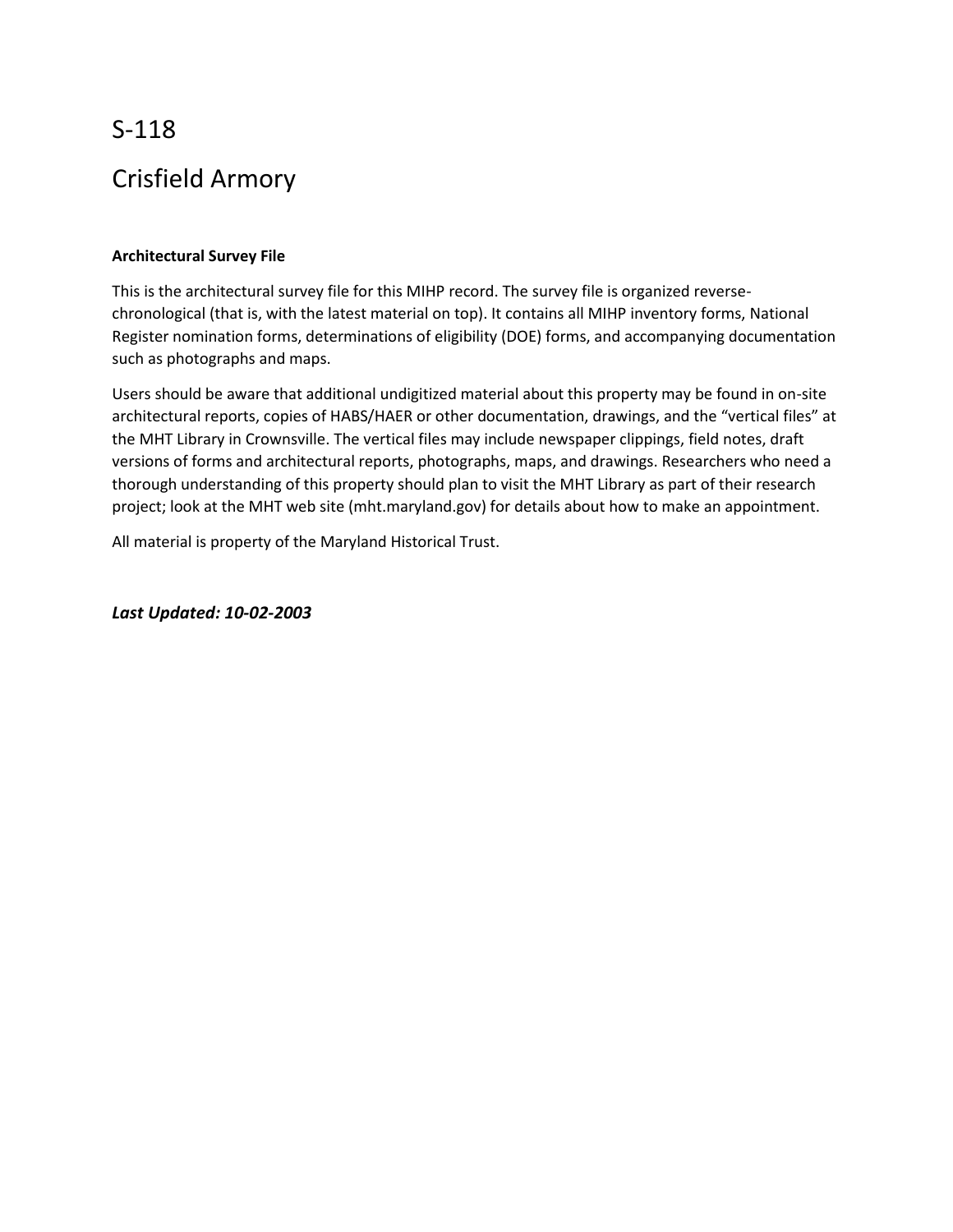# S-118

# Crisfield Armory

**Architectural Survey File**

This is the architectural survey file for this MIHP record. The survey file is organized reverse-chronological (that is, with the latest material on top). It contains all MIHP inventory forms, National Register nomination forms, determinations of eligibility (DOE) forms, and accompanying documentation such as photographs and maps.

Users should be aware that additional undigitized material about this property may be found in on-site architectural reports, copies of HABS/HAER or other documentation, drawings, and the "vertical files" at the MHT Library in Crownsville. The vertical files may include newspaper clippings, field notes, draft versions of forms and architectural reports, photographs, maps, and drawings. Researchers who need a thorough understanding of this property should plan to visit the MHT Library as part of their research project; look at the MHT web site (mht.maryland.gov) for details about how to make an appointment.

All material is property of the Maryland Historical Trust.

***Last Updated: 10-02-2003***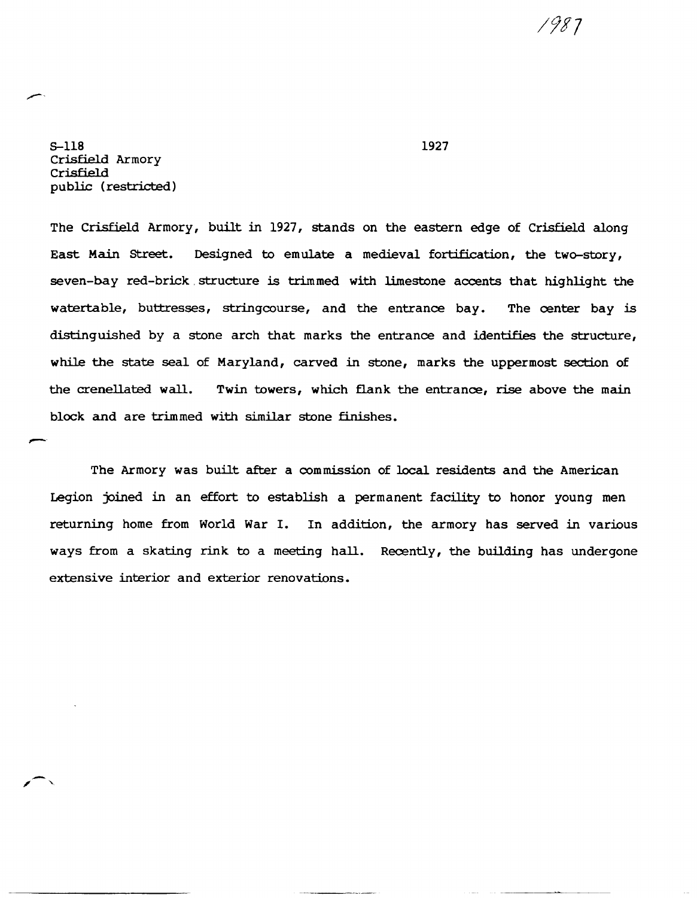1987

S-118 1927
Crisfield Armory
Crisfield
public (restricted)

The Crisfield Armory, built in 1927, stands on the eastern edge of Crisfield along East Main Street. Designed to emulate a medieval fortification, the two-story, seven-bay red-brick structure is trimmed with limestone accents that highlight the watertable, buttresses, stringcourse, and the entrance bay. The center bay is distinguished by a stone arch that marks the entrance and identifies the structure, while the state seal of Maryland, carved in stone, marks the uppermost section of the crenellated wall. Twin towers, which flank the entrance, rise above the main block and are trimmed with similar stone finishes.

The Armory was built after a commission of local residents and the American Legion joined in an effort to establish a permanent facility to honor young men returning home from World War I. In addition, the armory has served in various ways from a skating rink to a meeting hall. Recently, the building has undergone extensive interior and exterior renovations.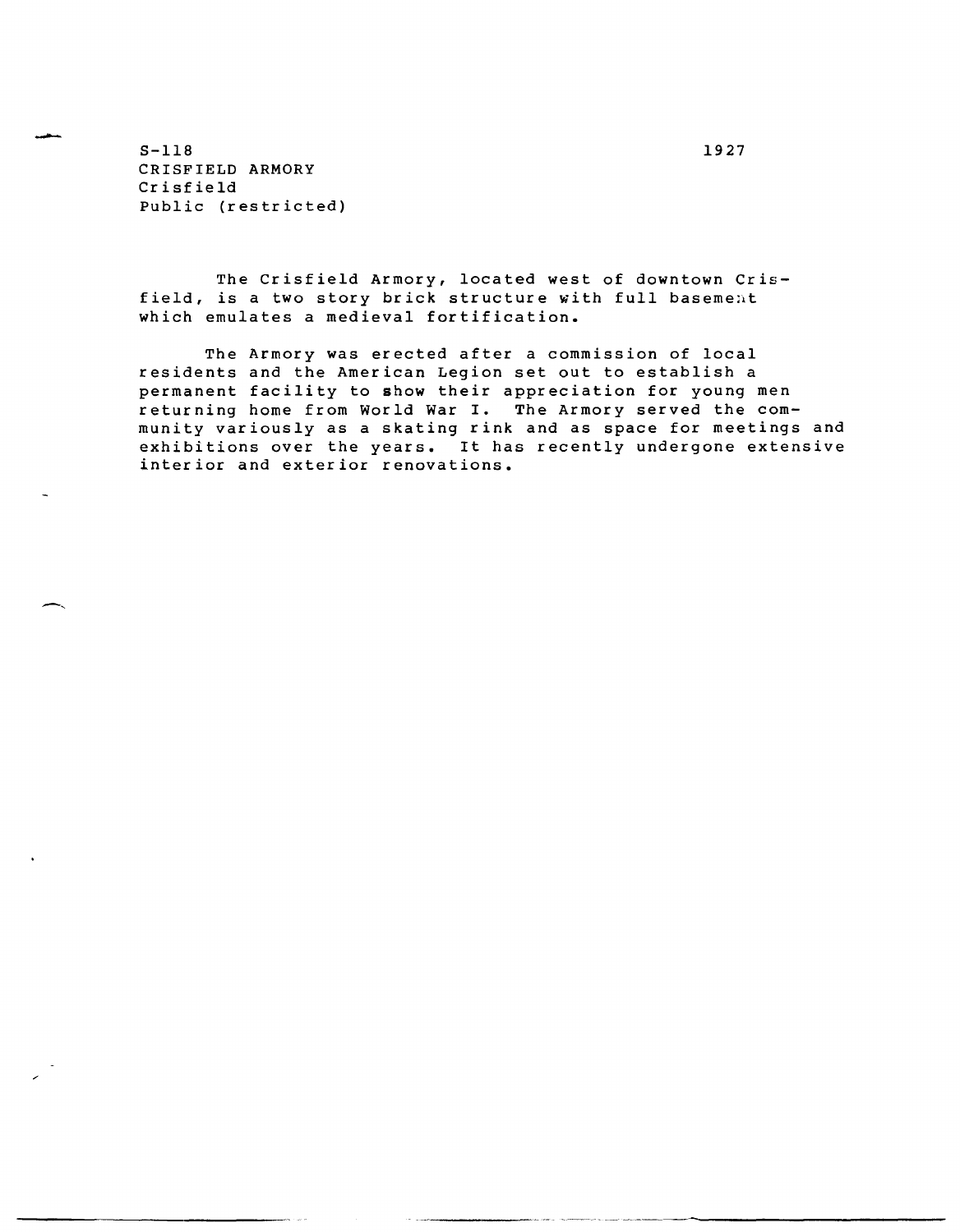S-118  
CRISFIELD ARMORY  
Crisfield  
Public (restricted)

1927

The Crisfield Armory, located west of downtown Crisfield, is a two story brick structure with full basement which emulates a medieval fortification.

The Armory was erected after a commission of local residents and the American Legion set out to establish a permanent facility to show their appreciation for young men returning home from World War I. The Armory served the community variously as a skating rink and as space for meetings and exhibitions over the years. It has recently undergone extensive interior and exterior renovations.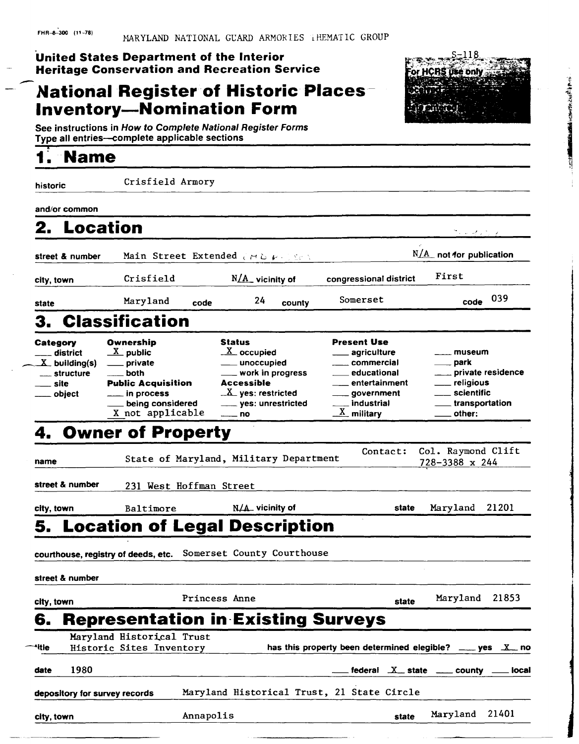FHR-8-300 (11-78)

MARYLAND NATIONAL GUARD ARMORIES THEMATIC GROUP

**United States Department of the Interior**
**Heritage Conservation and Recreation Service**

S-118

For HCRS use only
received
date entered

# National Register of Historic Places Inventory—Nomination Form

See instructions in *How to Complete National Register Forms*
Type all entries—complete applicable sections

## 1. Name

historic: Crisfield Armory

and/or common:

## 2. Location

street & number: Main Street Extended — N/A not for publication

city, town: Crisfield — N/A vicinity of — congressional district: First

state: Maryland — code: 24 — county: Somerset — code: 039

## 3. Classification

| Category | Ownership | Status | Present Use | |
|---|---|---|---|---|
| ___ district | X public | X occupied | ___ agriculture | ___ museum |
| X building(s) | ___ private | ___ unoccupied | ___ commercial | ___ park |
| ___ structure | ___ both | ___ work in progress | ___ educational | ___ private residence |
| ___ site | **Public Acquisition** | **Accessible** | ___ entertainment | ___ religious |
| ___ object | ___ in process | X yes: restricted | ___ government | ___ scientific |
| | ___ being considered | ___ yes: unrestricted | ___ industrial | ___ transportation |
| | X not applicable | ___ no | X military | ___ other: |

## 4. Owner of Property

name: State of Maryland, Military Department — Contact: Col. Raymond Clift 728-3388 x 244

street & number: 231 West Hoffman Street

city, town: Baltimore — N/A vicinity of — state: Maryland 21201

## 5. Location of Legal Description

courthouse, registry of deeds, etc.: Somerset County Courthouse

street & number:

city, town: Princess Anne — state: Maryland 21853

## 6. Representation in Existing Surveys

title: Maryland Historical Trust Historic Sites Inventory — has this property been determined elegible? ___ yes X no

date: 1980 — ___ federal X state ___ county ___ local

depository for survey records: Maryland Historical Trust, 21 State Circle

city, town: Annapolis — state: Maryland 21401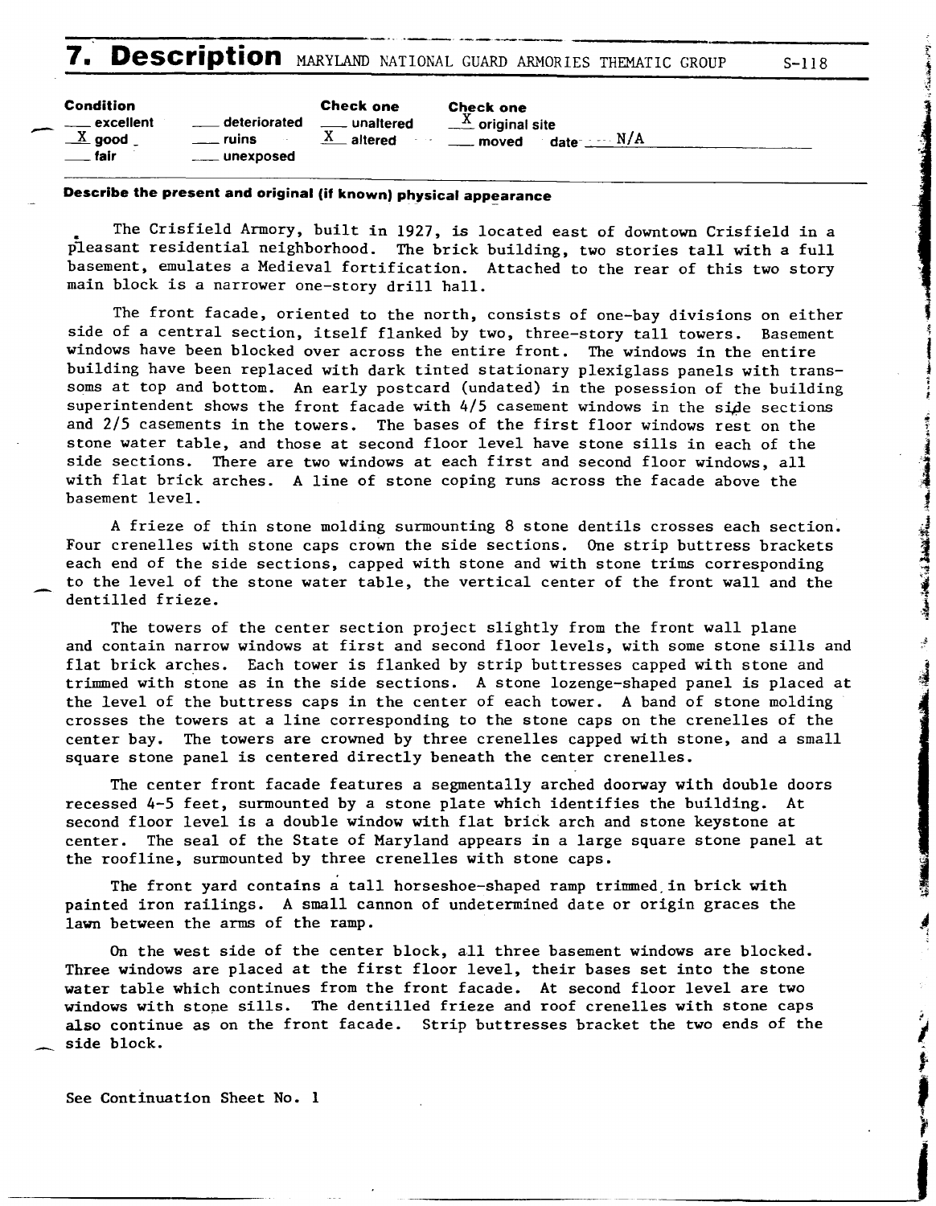# 7. Description

MARYLAND NATIONAL GUARD ARMORIES THEMATIC GROUP S-118

| Condition | | Check one | Check one |
|---|---|---|---|
| ___ excellent | ___ deteriorated | ___ unaltered | _X_ original site |
| _X_ good | ___ ruins | _X_ altered | ___ moved date N/A |
| ___ fair | ___ unexposed | | |

**Describe the present and original (if known) physical appearance**

The Crisfield Armory, built in 1927, is located east of downtown Crisfield in a pleasant residential neighborhood. The brick building, two stories tall with a full basement, emulates a Medieval fortification. Attached to the rear of this two story main block is a narrower one-story drill hall.

The front facade, oriented to the north, consists of one-bay divisions on either side of a central section, itself flanked by two, three-story tall towers. Basement windows have been blocked over across the entire front. The windows in the entire building have been replaced with dark tinted stationary plexiglass panels with transsoms at top and bottom. An early postcard (undated) in the posession of the building superintendent shows the front facade with 4/5 casement windows in the side sections and 2/5 casements in the towers. The bases of the first floor windows rest on the stone water table, and those at second floor level have stone sills in each of the side sections. There are two windows at each first and second floor windows, all with flat brick arches. A line of stone coping runs across the facade above the basement level.

A frieze of thin stone molding surmounting 8 stone dentils crosses each section. Four crenelles with stone caps crown the side sections. One strip buttress brackets each end of the side sections, capped with stone and with stone trims corresponding to the level of the stone water table, the vertical center of the front wall and the dentilled frieze.

The towers of the center section project slightly from the front wall plane and contain narrow windows at first and second floor levels, with some stone sills and flat brick arches. Each tower is flanked by strip buttresses capped with stone and trimmed with stone as in the side sections. A stone lozenge-shaped panel is placed at the level of the buttress caps in the center of each tower. A band of stone molding crosses the towers at a line corresponding to the stone caps on the crenelles of the center bay. The towers are crowned by three crenelles capped with stone, and a small square stone panel is centered directly beneath the center crenelles.

The center front facade features a segmentally arched doorway with double doors recessed 4-5 feet, surmounted by a stone plate which identifies the building. At second floor level is a double window with flat brick arch and stone keystone at center. The seal of the State of Maryland appears in a large square stone panel at the roofline, surmounted by three crenelles with stone caps.

The front yard contains a tall horseshoe-shaped ramp trimmed in brick with painted iron railings. A small cannon of undetermined date or origin graces the lawn between the arms of the ramp.

On the west side of the center block, all three basement windows are blocked. Three windows are placed at the first floor level, their bases set into the stone water table which continues from the front facade. At second floor level are two windows with stone sills. The dentilled frieze and roof crenelles with stone caps also continue as on the front facade. Strip buttresses bracket the two ends of the side block.

See Continuation Sheet No. 1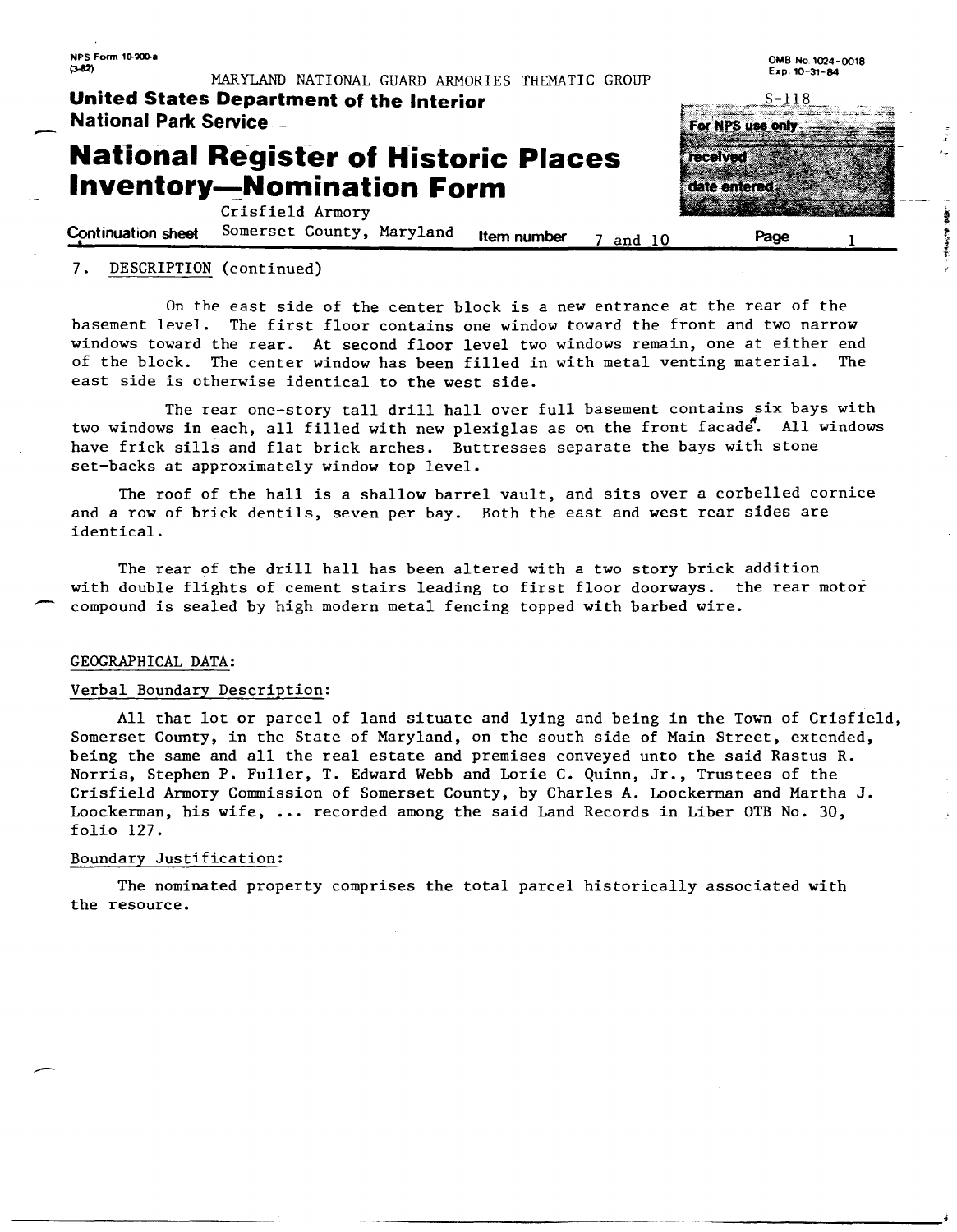NPS Form 10-900-a (3-82)

MARYLAND NATIONAL GUARD ARMORIES THEMATIC GROUP

OMB No. 1024-0018
Exp. 10-31-84

**United States Department of the Interior**
**National Park Service**

# National Register of Historic Places Inventory—Nomination Form

S-118

For NPS use only
received
date entered

Continuation sheet — Crisfield Armory, Somerset County, Maryland — Item number 7 and 10 — Page 1

7. DESCRIPTION (continued)

On the east side of the center block is a new entrance at the rear of the basement level. The first floor contains one window toward the front and two narrow windows toward the rear. At second floor level two windows remain, one at either end of the block. The center window has been filled in with metal venting material. The east side is otherwise identical to the west side.

The rear one-story tall drill hall over full basement contains six bays with two windows in each, all filled with new plexiglas as on the front facade. All windows have frick sills and flat brick arches. Buttresses separate the bays with stone set-backs at approximately window top level.

The roof of the hall is a shallow barrel vault, and sits over a corbelled cornice and a row of brick dentils, seven per bay. Both the east and west rear sides are identical.

The rear of the drill hall has been altered with a two story brick addition with double flights of cement stairs leading to first floor doorways. the rear motor compound is sealed by high modern metal fencing topped with barbed wire.

GEOGRAPHICAL DATA:

Verbal Boundary Description:

All that lot or parcel of land situate and lying and being in the Town of Crisfield, Somerset County, in the State of Maryland, on the south side of Main Street, extended, being the same and all the real estate and premises conveyed unto the said Rastus R. Norris, Stephen P. Fuller, T. Edward Webb and Lorie C. Quinn, Jr., Trustees of the Crisfield Armory Commission of Somerset County, by Charles A. Loockerman and Martha J. Loockerman, his wife, ... recorded among the said Land Records in Liber OTB No. 30, folio 127.

Boundary Justification:

The nominated property comprises the total parcel historically associated with the resource.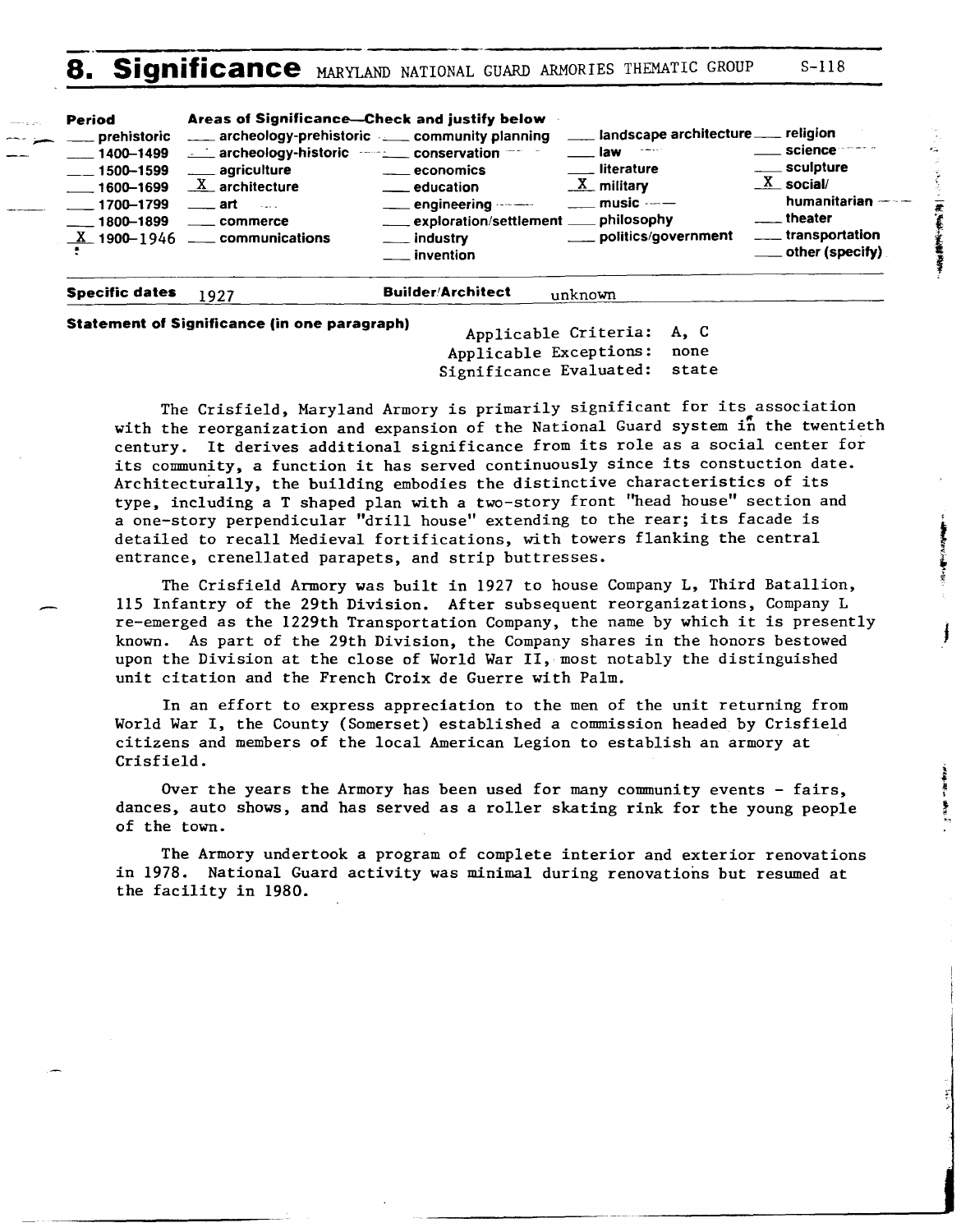# 8. Significance

MARYLAND NATIONAL GUARD ARMORIES THEMATIC GROUP S-118

| Period | Areas of Significance—Check and justify below | | | |
|---|---|---|---|---|
| ___ prehistoric | ___ archeology-prehistoric | ___ community planning | ___ landscape architecture | ___ religion |
| ___ 1400–1499 | ___ archeology-historic | ___ conservation | ___ law | ___ science |
| ___ 1500–1599 | ___ agriculture | ___ economics | ___ literature | ___ sculpture |
| ___ 1600–1699 | X architecture | ___ education | X military | X social/humanitarian |
| ___ 1700–1799 | ___ art | ___ engineering | ___ music | ___ theater |
| ___ 1800–1899 | ___ commerce | ___ exploration/settlement | ___ philosophy | ___ transportation |
| X 1900–1946 | ___ communications | ___ industry | ___ politics/government | ___ other (specify) |
| | | ___ invention | | |

**Specific dates** 1927 **Builder/Architect** unknown

**Statement of Significance (in one paragraph)**

Applicable Criteria: A, C
Applicable Exceptions: none
Significance Evaluated: state

The Crisfield, Maryland Armory is primarily significant for its association with the reorganization and expansion of the National Guard system in the twentieth century. It derives additional significance from its role as a social center for its community, a function it has served continuously since its constuction date. Architecturally, the building embodies the distinctive characteristics of its type, including a T shaped plan with a two-story front "head house" section and a one-story perpendicular "drill house" extending to the rear; its facade is detailed to recall Medieval fortifications, with towers flanking the central entrance, crenellated parapets, and strip buttresses.

The Crisfield Armory was built in 1927 to house Company L, Third Batallion, 115 Infantry of the 29th Division. After subsequent reorganizations, Company L re-emerged as the 1229th Transportation Company, the name by which it is presently known. As part of the 29th Division, the Company shares in the honors bestowed upon the Division at the close of World War II, most notably the distinguished unit citation and the French Croix de Guerre with Palm.

In an effort to express appreciation to the men of the unit returning from World War I, the County (Somerset) established a commission headed by Crisfield citizens and members of the local American Legion to establish an armory at Crisfield.

Over the years the Armory has been used for many community events - fairs, dances, auto shows, and has served as a roller skating rink for the young people of the town.

The Armory undertook a program of complete interior and exterior renovations in 1978. National Guard activity was minimal during renovations but resumed at the facility in 1980.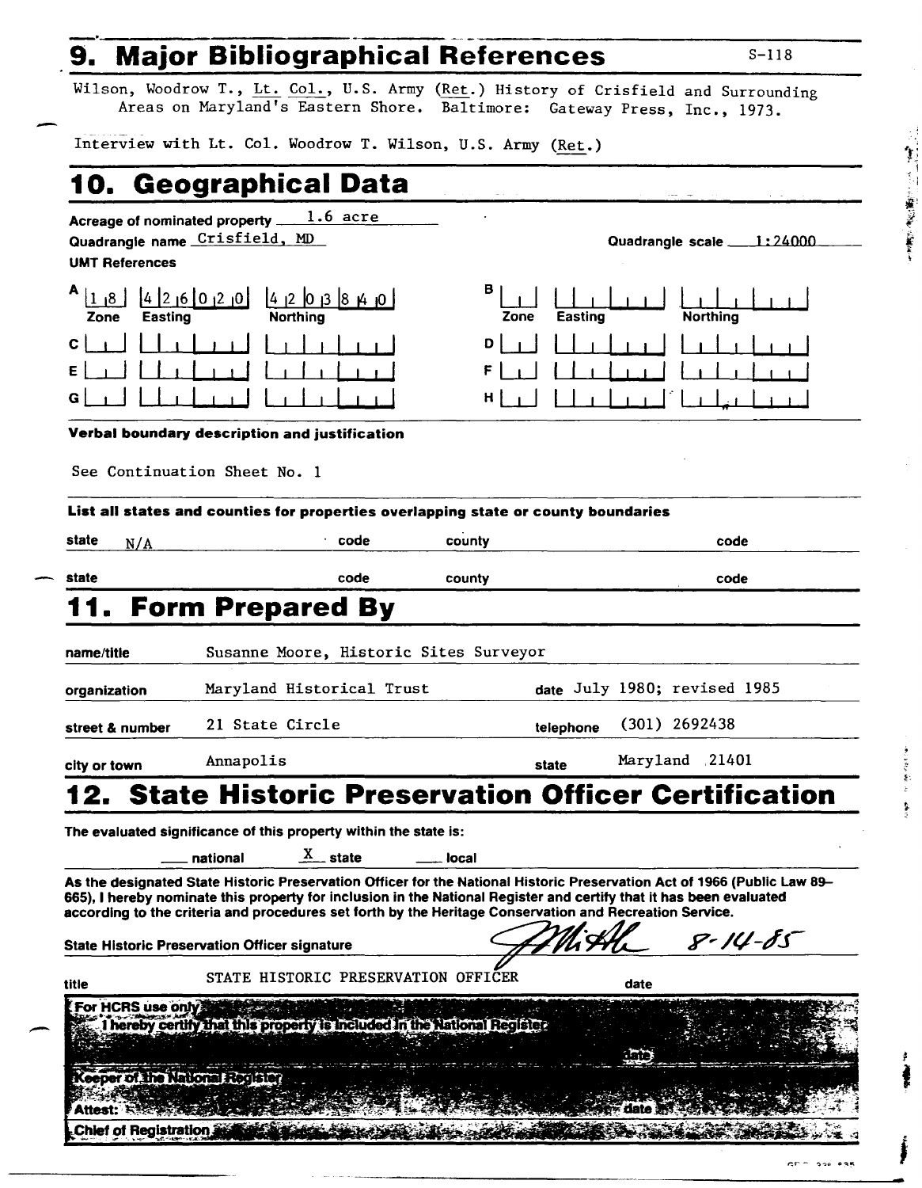## 9. Major Bibliographical References

S-118

Wilson, Woodrow T., Lt. Col., U.S. Army (Ret.) History of Crisfield and Surrounding Areas on Maryland's Eastern Shore. Baltimore: Gateway Press, Inc., 1973.

Interview with Lt. Col. Woodrow T. Wilson, U.S. Army (Ret.)

## 10. Geographical Data

Acreage of nominated property 1.6 acre

Quadrangle name Crisfield, MD

Quadrangle scale 1:24000

UMT References

| | Zone | Easting | Northing | | Zone | Easting | Northing |
|---|---|---|---|---|---|---|---|
| A | 18 | 426020 | 4203840 | B | | | |
| C | | | | D | | | |
| E | | | | F | | | |
| G | | | | H | | | |

**Verbal boundary description and justification**

See Continuation Sheet No. 1

**List all states and counties for properties overlapping state or county boundaries**

| state | code | county | code |
|---|---|---|---|
| N/A | | | |
| | | | |

## 11. Form Prepared By

name/title Susanne Moore, Historic Sites Surveyor

organization Maryland Historical Trust date July 1980; revised 1985

street & number 21 State Circle telephone (301) 2692438

city or town Annapolis state Maryland 21401

## 12. State Historic Preservation Officer Certification

The evaluated significance of this property within the state is:

___ national X state ___ local

As the designated State Historic Preservation Officer for the National Historic Preservation Act of 1966 (Public Law 89-665), I hereby nominate this property for inclusion in the National Register and certify that it has been evaluated according to the criteria and procedures set forth by the Heritage Conservation and Recreation Service.

State Historic Preservation Officer signature [signature] 8-14-85

title STATE HISTORIC PRESERVATION OFFICER date

For HCRS use only

I hereby certify that this property is included in the National Register

date

Keeper of the National Register

Attest: date

Chief of Registration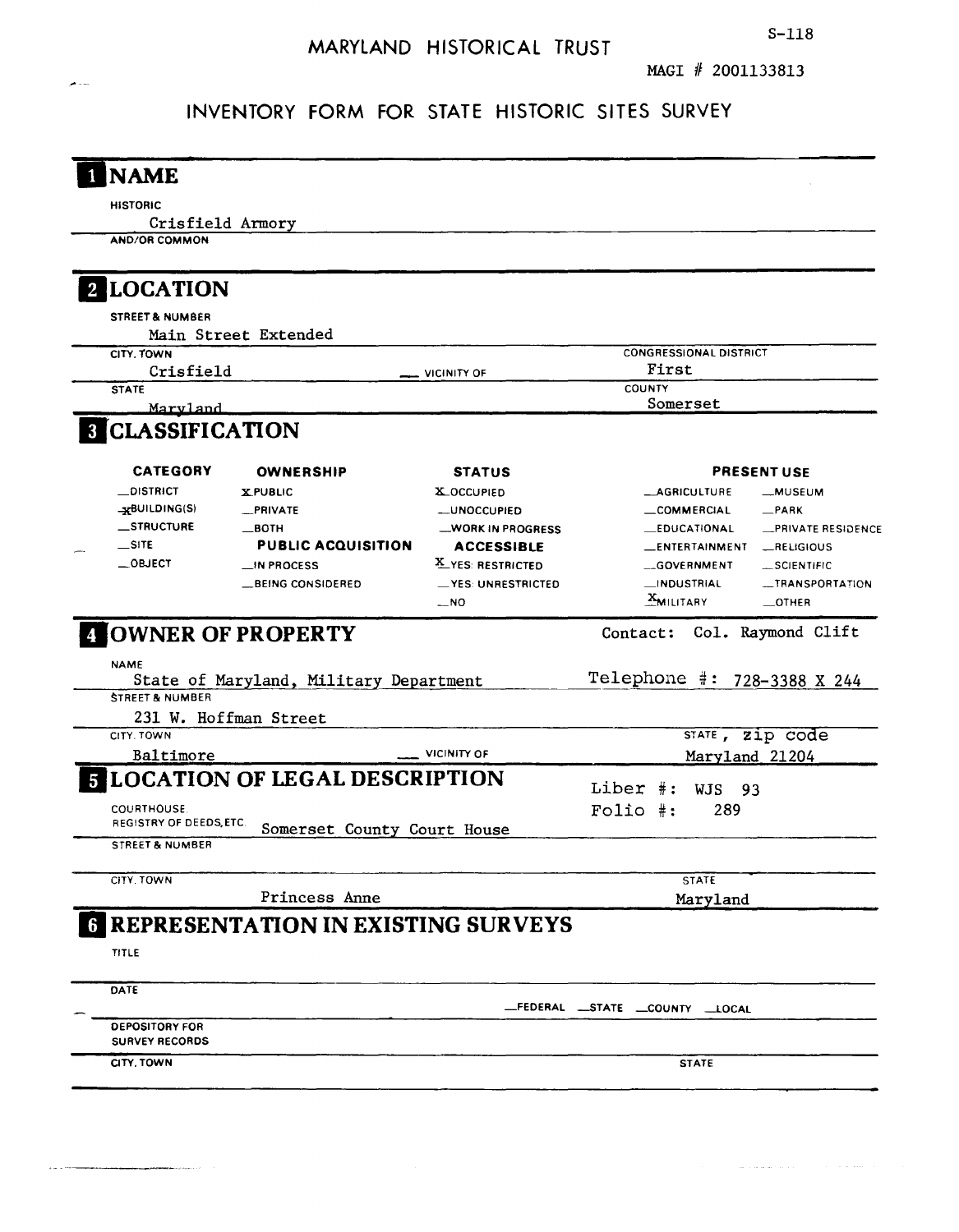S-118

# MARYLAND HISTORICAL TRUST

MAGI # 2001133813

## INVENTORY FORM FOR STATE HISTORIC SITES SURVEY

## 1 NAME

HISTORIC

Crisfield Armory

AND/OR COMMON

## 2 LOCATION

STREET & NUMBER

Main Street Extended

| CITY, TOWN | | CONGRESSIONAL DISTRICT |
|---|---|---|
| Crisfield | __ VICINITY OF | First |
| STATE | | COUNTY |
| Maryland | | Somerset |

## 3 CLASSIFICATION

| CATEGORY | OWNERSHIP | STATUS | PRESENT USE | |
|---|---|---|---|---|
| __DISTRICT | X PUBLIC | X OCCUPIED | __AGRICULTURE | __MUSEUM |
| X BUILDING(S) | __PRIVATE | __UNOCCUPIED | __COMMERCIAL | __PARK |
| __STRUCTURE | __BOTH | __WORK IN PROGRESS | __EDUCATIONAL | __PRIVATE RESIDENCE |
| __SITE | **PUBLIC ACQUISITION** | **ACCESSIBLE** | __ENTERTAINMENT | __RELIGIOUS |
| __OBJECT | __IN PROCESS | X YES: RESTRICTED | __GOVERNMENT | __SCIENTIFIC |
| | __BEING CONSIDERED | __YES: UNRESTRICTED | __INDUSTRIAL | __TRANSPORTATION |
| | | __NO | X MILITARY | __OTHER |

## 4 OWNER OF PROPERTY

Contact: Col. Raymond Clift

NAME

State of Maryland, Military Department — Telephone #: 728-3388 X 244

STREET & NUMBER

231 W. Hoffman Street

| CITY, TOWN | | STATE, zip code |
|---|---|---|
| Baltimore | __ VICINITY OF | Maryland 21204 |

## 5 LOCATION OF LEGAL DESCRIPTION

Liber #: WJS 93

Folio #: 289

COURTHOUSE, REGISTRY OF DEEDS, ETC. Somerset County Court House

STREET & NUMBER

| CITY, TOWN | STATE |
|---|---|
| Princess Anne | Maryland |

## 6 REPRESENTATION IN EXISTING SURVEYS

TITLE

DATE

__FEDERAL __STATE __COUNTY __LOCAL

DEPOSITORY FOR SURVEY RECORDS

CITY, TOWN — STATE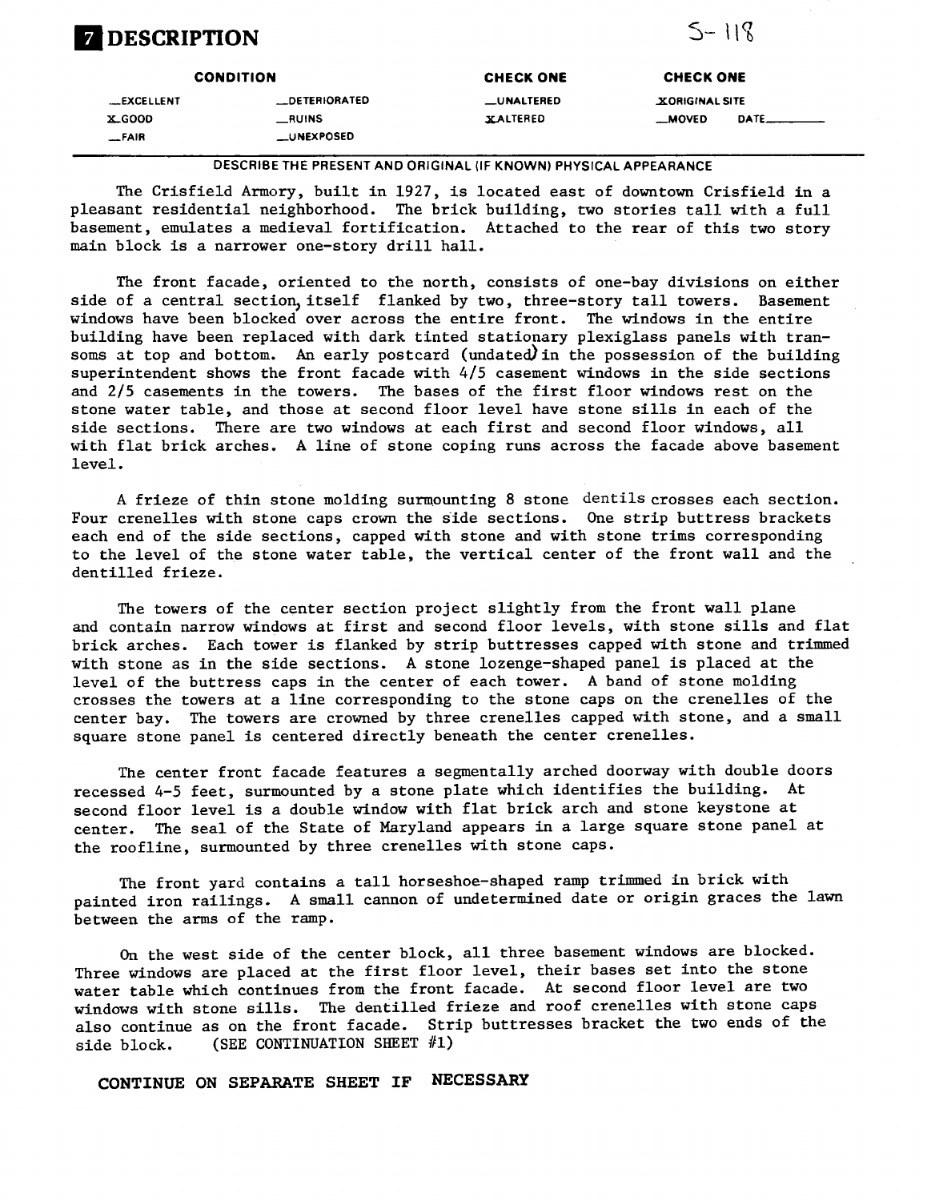# 7 DESCRIPTION

S-118

| CONDITION | | CHECK ONE | CHECK ONE |
|---|---|---|---|
| __EXCELLENT | __DETERIORATED | __UNALTERED | X ORIGINAL SITE |
| X GOOD | __RUINS | X ALTERED | __MOVED DATE______ |
| __FAIR | __UNEXPOSED | | |

DESCRIBE THE PRESENT AND ORIGINAL (IF KNOWN) PHYSICAL APPEARANCE

The Crisfield Armory, built in 1927, is located east of downtown Crisfield in a pleasant residential neighborhood. The brick building, two stories tall with a full basement, emulates a medieval fortification. Attached to the rear of this two story main block is a narrower one-story drill hall.

The front facade, oriented to the north, consists of one-bay divisions on either side of a central section, itself flanked by two, three-story tall towers. Basement windows have been blocked over across the entire front. The windows in the entire building have been replaced with dark tinted stationary plexiglass panels with transoms at top and bottom. An early postcard (undated) in the possession of the building superintendent shows the front facade with 4/5 casement windows in the side sections and 2/5 casements in the towers. The bases of the first floor windows rest on the stone water table, and those at second floor level have stone sills in each of the side sections. There are two windows at each first and second floor windows, all with flat brick arches. A line of stone coping runs across the facade above basement level.

A frieze of thin stone molding surmounting 8 stone dentils crosses each section. Four crenelles with stone caps crown the side sections. One strip buttress brackets each end of the side sections, capped with stone and with stone trims corresponding to the level of the stone water table, the vertical center of the front wall and the dentilled frieze.

The towers of the center section project slightly from the front wall plane and contain narrow windows at first and second floor levels, with stone sills and flat brick arches. Each tower is flanked by strip buttresses capped with stone and trimmed with stone as in the side sections. A stone lozenge-shaped panel is placed at the level of the buttress caps in the center of each tower. A band of stone molding crosses the towers at a line corresponding to the stone caps on the crenelles of the center bay. The towers are crowned by three crenelles capped with stone, and a small square stone panel is centered directly beneath the center crenelles.

The center front facade features a segmentally arched doorway with double doors recessed 4-5 feet, surmounted by a stone plate which identifies the building. At second floor level is a double window with flat brick arch and stone keystone at center. The seal of the State of Maryland appears in a large square stone panel at the roofline, surmounted by three crenelles with stone caps.

The front yard contains a tall horseshoe-shaped ramp trimmed in brick with painted iron railings. A small cannon of undetermined date or origin graces the lawn between the arms of the ramp.

On the west side of the center block, all three basement windows are blocked. Three windows are placed at the first floor level, their bases set into the stone water table which continues from the front facade. At second floor level are two windows with stone sills. The dentilled frieze and roof crenelles with stone caps also continue as on the front facade. Strip buttresses bracket the two ends of the side block. (SEE CONTINUATION SHEET #1)

**CONTINUE ON SEPARATE SHEET IF NECESSARY**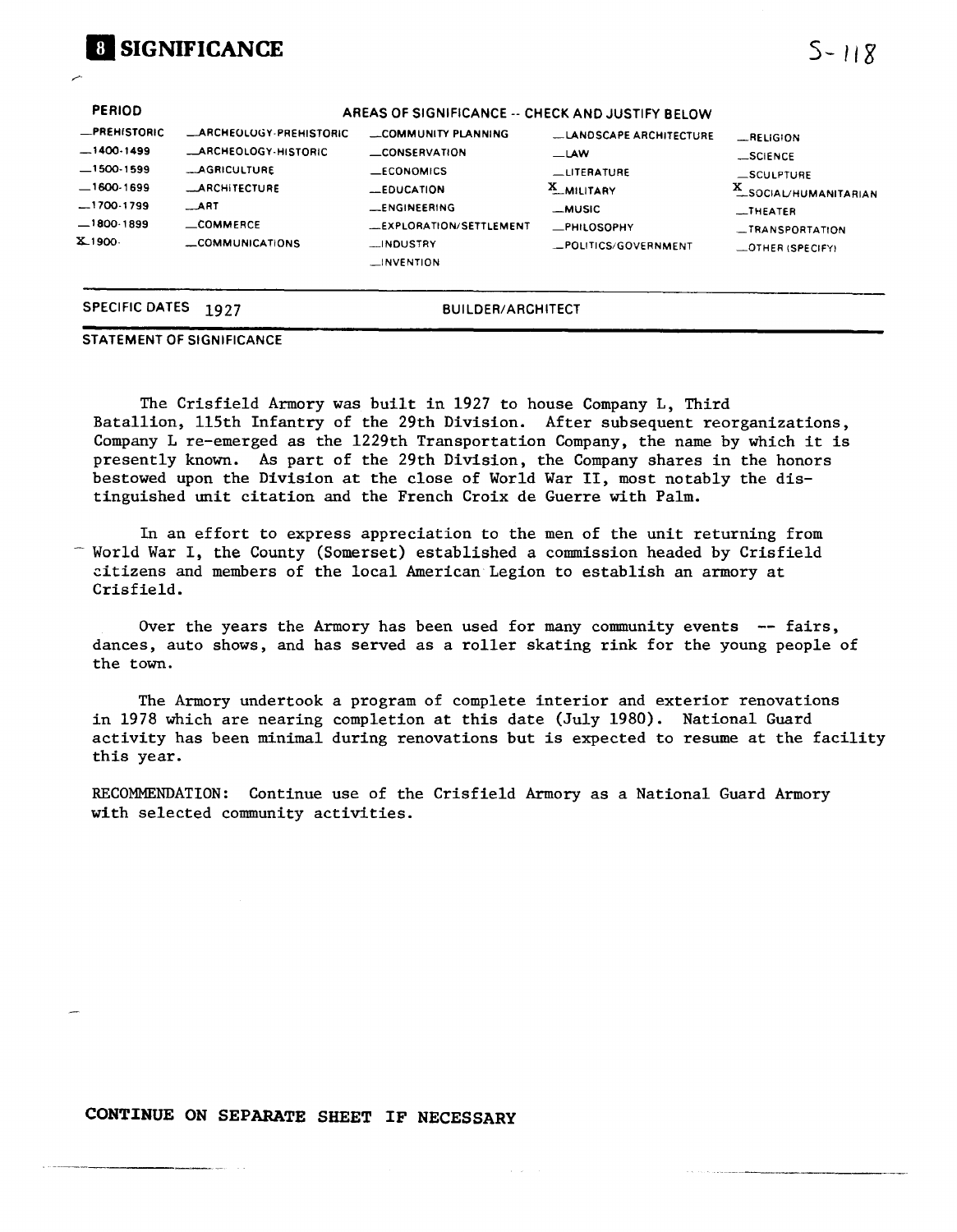## 8 SIGNIFICANCE

S-118

| PERIOD | AREAS OF SIGNIFICANCE -- CHECK AND JUSTIFY BELOW | | | |
|---|---|---|---|---|
| _PREHISTORIC | _ARCHEOLOGY-PREHISTORIC | _COMMUNITY PLANNING | _LANDSCAPE ARCHITECTURE | _RELIGION |
| _1400-1499 | _ARCHEOLOGY-HISTORIC | _CONSERVATION | _LAW | _SCIENCE |
| _1500-1599 | _AGRICULTURE | _ECONOMICS | _LITERATURE | _SCULPTURE |
| _1600-1699 | _ARCHITECTURE | _EDUCATION | X_MILITARY | X_SOCIAL/HUMANITARIAN |
| _1700-1799 | _ART | _ENGINEERING | _MUSIC | _THEATER |
| _1800-1899 | _COMMERCE | _EXPLORATION/SETTLEMENT | _PHILOSOPHY | _TRANSPORTATION |
| X_1900- | _COMMUNICATIONS | _INDUSTRY | _POLITICS/GOVERNMENT | _OTHER (SPECIFY) |
| | | _INVENTION | | |

SPECIFIC DATES 1927 BUILDER/ARCHITECT

STATEMENT OF SIGNIFICANCE

The Crisfield Armory was built in 1927 to house Company L, Third Batallion, 115th Infantry of the 29th Division. After subsequent reorganizations, Company L re-emerged as the 1229th Transportation Company, the name by which it is presently known. As part of the 29th Division, the Company shares in the honors bestowed upon the Division at the close of World War II, most notably the distinguished unit citation and the French Croix de Guerre with Palm.

In an effort to express appreciation to the men of the unit returning from World War I, the County (Somerset) established a commission headed by Crisfield citizens and members of the local American Legion to establish an armory at Crisfield.

Over the years the Armory has been used for many community events -- fairs, dances, auto shows, and has served as a roller skating rink for the young people of the town.

The Armory undertook a program of complete interior and exterior renovations in 1978 which are nearing completion at this date (July 1980). National Guard activity has been minimal during renovations but is expected to resume at the facility this year.

RECOMMENDATION: Continue use of the Crisfield Armory as a National Guard Armory with selected community activities.

**CONTINUE ON SEPARATE SHEET IF NECESSARY**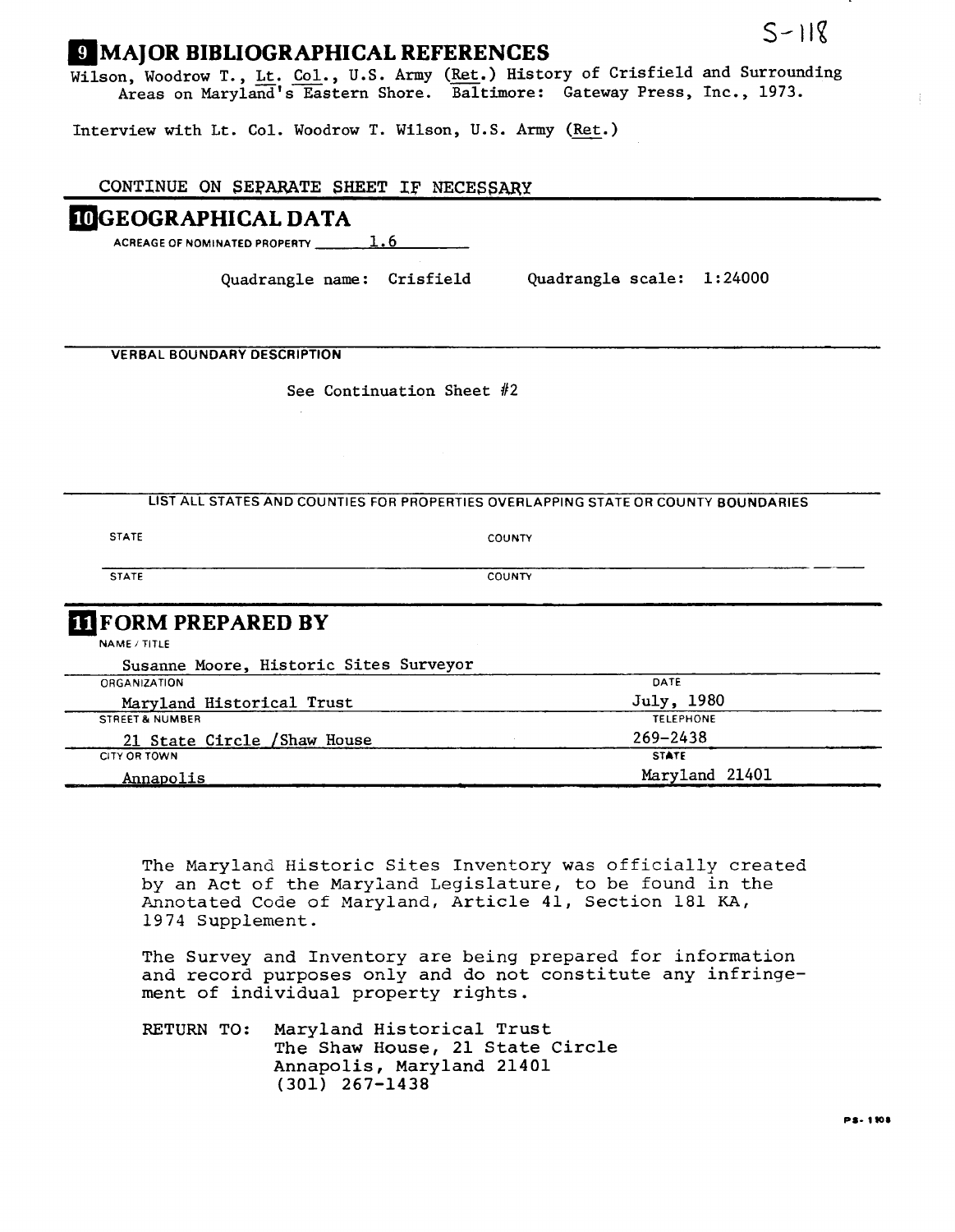S-118

## 9 MAJOR BIBLIOGRAPHICAL REFERENCES

Wilson, Woodrow T., Lt. Col., U.S. Army (Ret.) History of Crisfield and Surrounding Areas on Maryland's Eastern Shore. Baltimore: Gateway Press, Inc., 1973.

Interview with Lt. Col. Woodrow T. Wilson, U.S. Army (Ret.)

CONTINUE ON SEPARATE SHEET IF NECESSARY

## 10 GEOGRAPHICAL DATA

ACREAGE OF NOMINATED PROPERTY 1.6

Quadrangle name: Crisfield    Quadrangle scale: 1:24000

VERBAL BOUNDARY DESCRIPTION

See Continuation Sheet #2

LIST ALL STATES AND COUNTIES FOR PROPERTIES OVERLAPPING STATE OR COUNTY BOUNDARIES

| STATE | COUNTY |
|---|---|
| STATE | COUNTY |

## 11 FORM PREPARED BY

| NAME / TITLE | |
|---|---|
| Susanne Moore, Historic Sites Surveyor | |
| ORGANIZATION | DATE |
| Maryland Historical Trust | July, 1980 |
| STREET & NUMBER | TELEPHONE |
| 21 State Circle /Shaw House | 269-2438 |
| CITY OR TOWN | STATE |
| Annapolis | Maryland 21401 |

The Maryland Historic Sites Inventory was officially created by an Act of the Maryland Legislature, to be found in the Annotated Code of Maryland, Article 41, Section 181 KA, 1974 Supplement.

The Survey and Inventory are being prepared for information and record purposes only and do not constitute any infringement of individual property rights.

RETURN TO: Maryland Historical Trust
The Shaw House, 21 State Circle
Annapolis, Maryland 21401
(301) 267-1438

PS-1108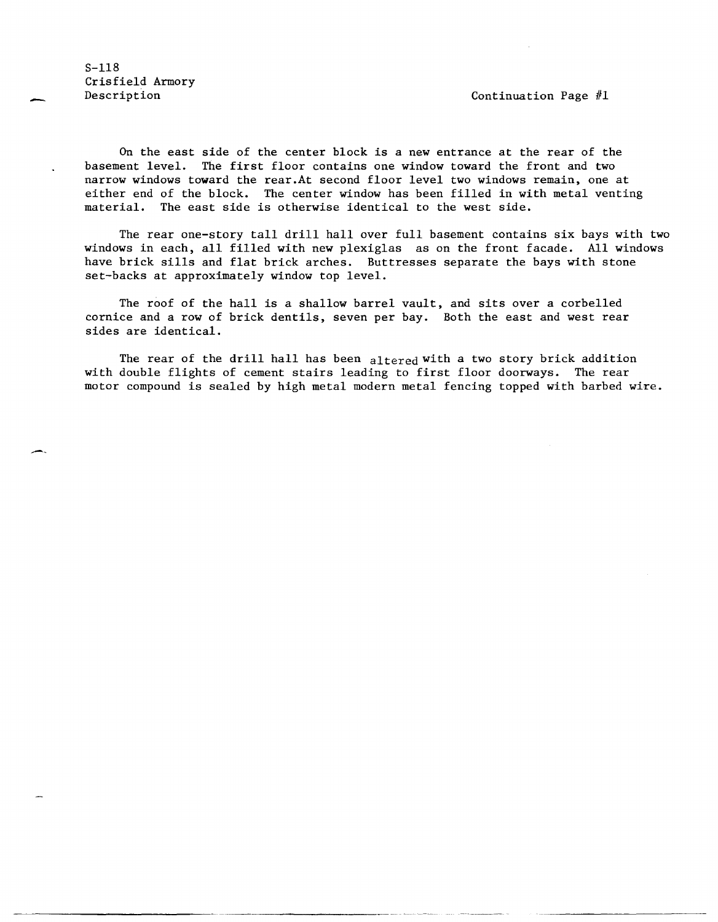S-118
Crisfield Armory
Description

Continuation Page #1

On the east side of the center block is a new entrance at the rear of the basement level. The first floor contains one window toward the front and two narrow windows toward the rear.At second floor level two windows remain, one at either end of the block. The center window has been filled in with metal venting material. The east side is otherwise identical to the west side.

The rear one-story tall drill hall over full basement contains six bays with two windows in each, all filled with new plexiglas as on the front facade. All windows have brick sills and flat brick arches. Buttresses separate the bays with stone set-backs at approximately window top level.

The roof of the hall is a shallow barrel vault, and sits over a corbelled cornice and a row of brick dentils, seven per bay. Both the east and west rear sides are identical.

The rear of the drill hall has been altered with a two story brick addition with double flights of cement stairs leading to first floor doorways. The rear motor compound is sealed by high metal modern metal fencing topped with barbed wire.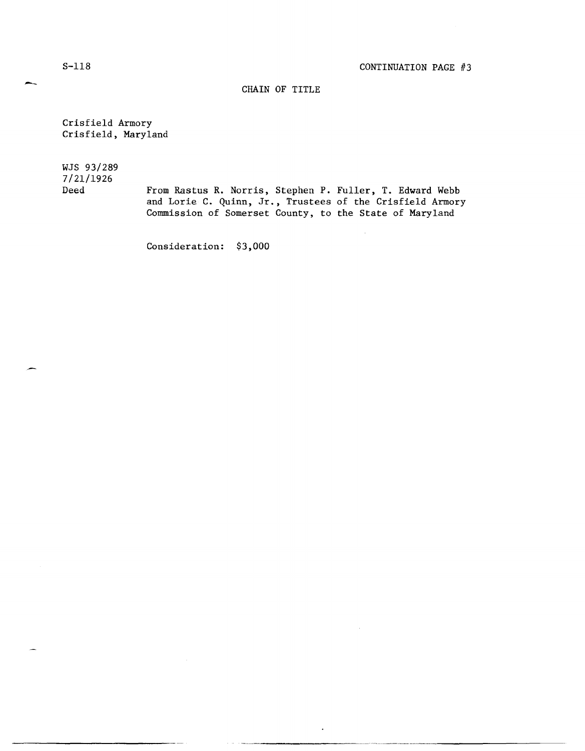## CHAIN OF TITLE

Crisfield Armory
Crisfield, Maryland

WJS 93/289
7/21/1926
Deed

From Rastus R. Norris, Stephen P. Fuller, T. Edward Webb and Lorie C. Quinn, Jr., Trustees of the Crisfield Armory Commission of Somerset County, to the State of Maryland

Consideration: $3,000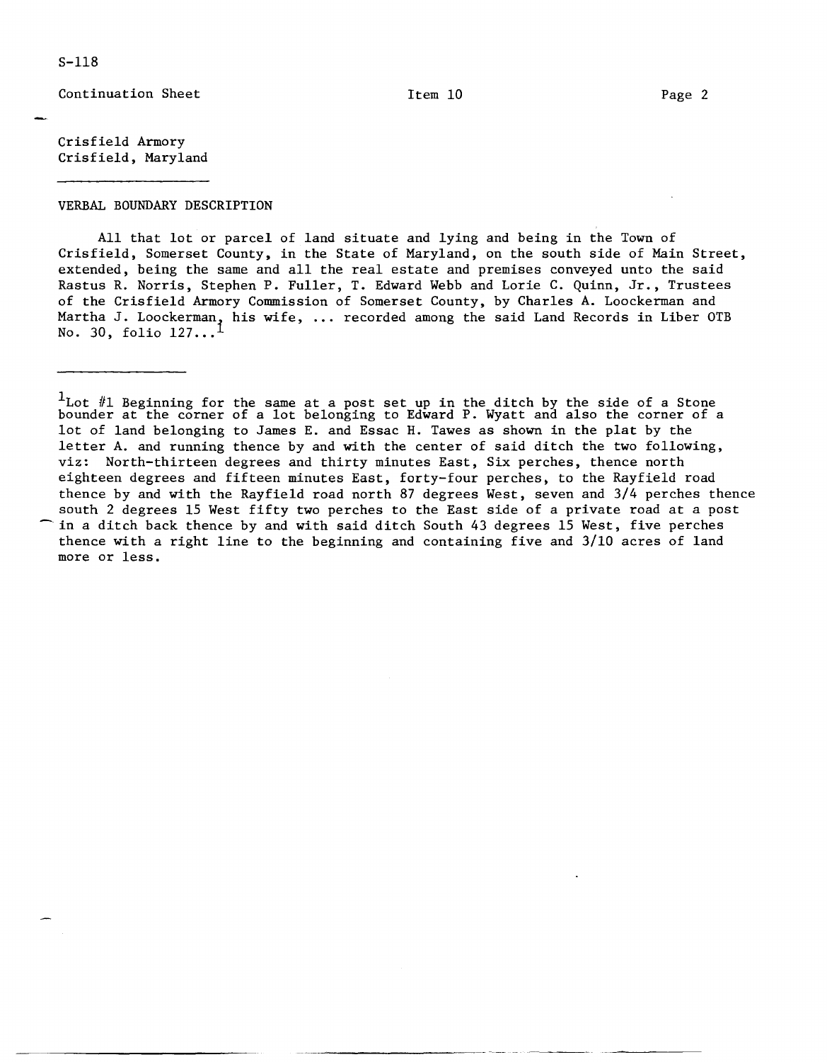S-118

Continuation Sheet    Item 10

Crisfield Armory
Crisfield, Maryland

---

VERBAL BOUNDARY DESCRIPTION

All that lot or parcel of land situate and lying and being in the Town of Crisfield, Somerset County, in the State of Maryland, on the south side of Main Street, extended, being the same and all the real estate and premises conveyed unto the said Rastus R. Norris, Stephen P. Fuller, T. Edward Webb and Lorie C. Quinn, Jr., Trustees of the Crisfield Armory Commission of Somerset County, by Charles A. Loockerman and Martha J. Loockerman, his wife, ... recorded among the said Land Records in Liber OTB No. 30, folio 127...[1]

---

[1]Lot #1 Beginning for the same at a post set up in the ditch by the side of a Stone bounder at the corner of a lot belonging to Edward P. Wyatt and also the corner of a lot of land belonging to James E. and Essac H. Tawes as shown in the plat by the letter A. and running thence by and with the center of said ditch the two following, viz: North-thirteen degrees and thirty minutes East, Six perches, thence north eighteen degrees and fifteen minutes East, forty-four perches, to the Rayfield road thence by and with the Rayfield road north 87 degrees West, seven and 3/4 perches thence south 2 degrees 15 West fifty two perches to the East side of a private road at a post in a ditch back thence by and with said ditch South 43 degrees 15 West, five perches thence with a right line to the beginning and containing five and 3/10 acres of land more or less.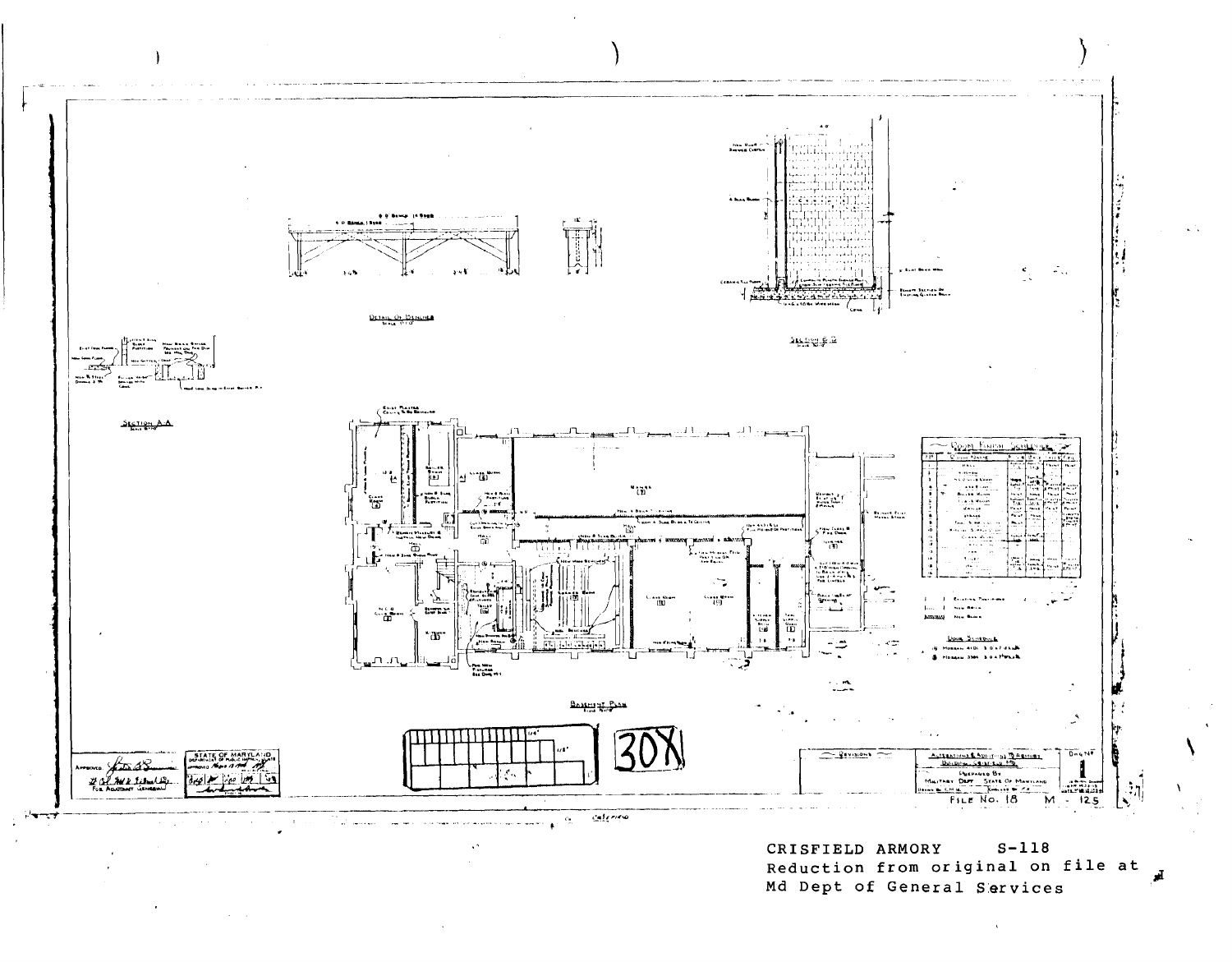CRISFIELD ARMORY S-118
Reduction from original on file at
Md Dept of General Services

DETAIL OF BENCHES

SECTION B-B

SECTION A-A

BASEMENT PLAN

ROOM FINISH SCHEDULE

DOOR SCHEDULE

30X

APPROVED
FOR ADJUTANT GENERAL

STATE OF MARYLAND
DEPARTMENT OF PUBLIC IMPROVEMENTS

REVISIONS

ALTERATIONS & ADDITIONS TO ARMORY
BUILDING, CRISFIELD, MD.
PREPARED BY
MILITARY DEPT. STATE OF MARYLAND

DWG. NO. 1

FILE NO. 18 M - 125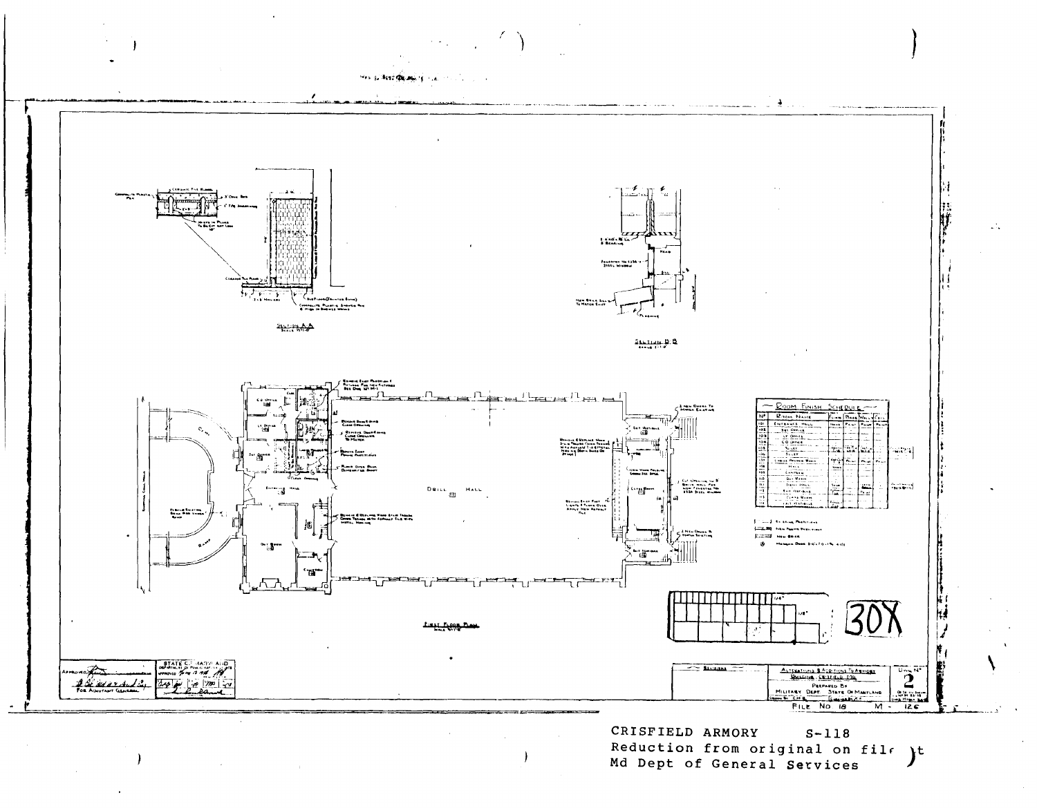CRISFIELD ARMORY S-118

Reduction from original on file at Md Dept of General Services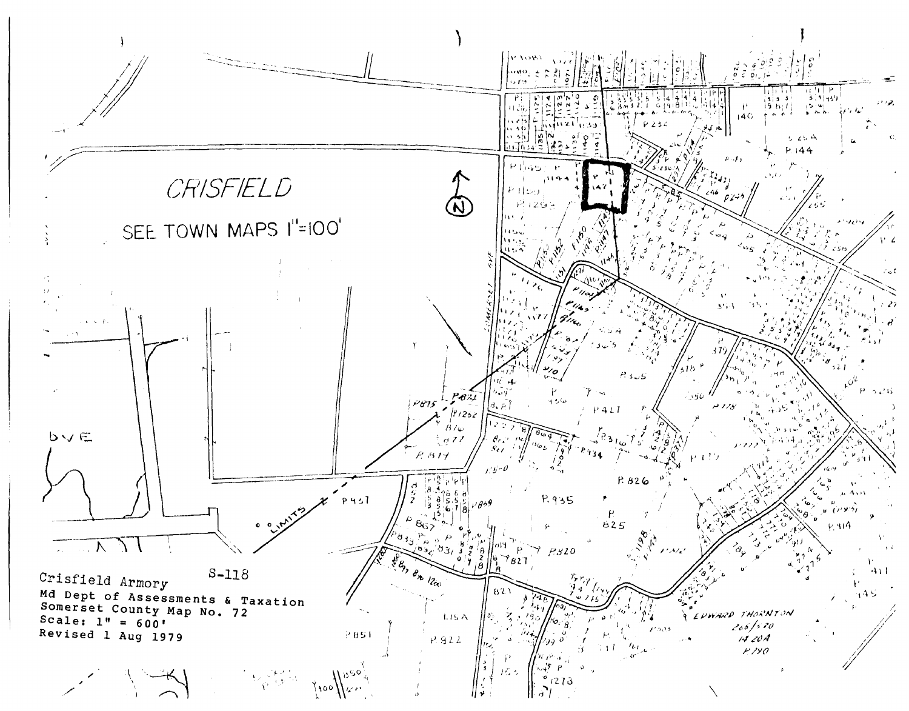CRISFIELD

SEE TOWN MAPS 1"=100'

S-118

Crisfield Armory
Md Dept of Assessments & Taxation
Somerset County Map No. 72
Scale: 1" = 600'
Revised 1 Aug 1979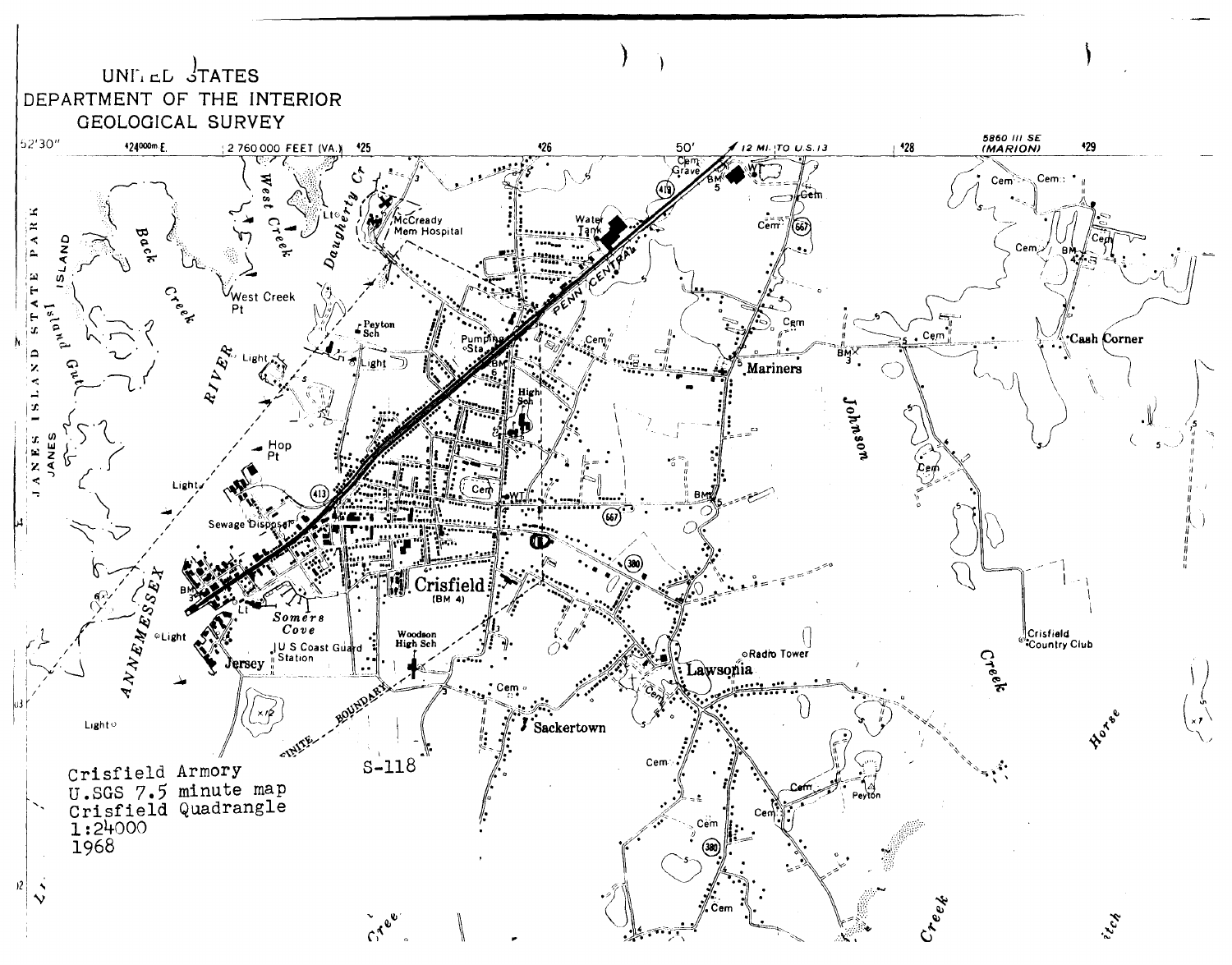UNITED STATES
DEPARTMENT OF THE INTERIOR
GEOLOGICAL SURVEY

S-118

Crisfield Armory
U.SGS 7.5 minute map
Crisfield Quadrangle
1:24000
1968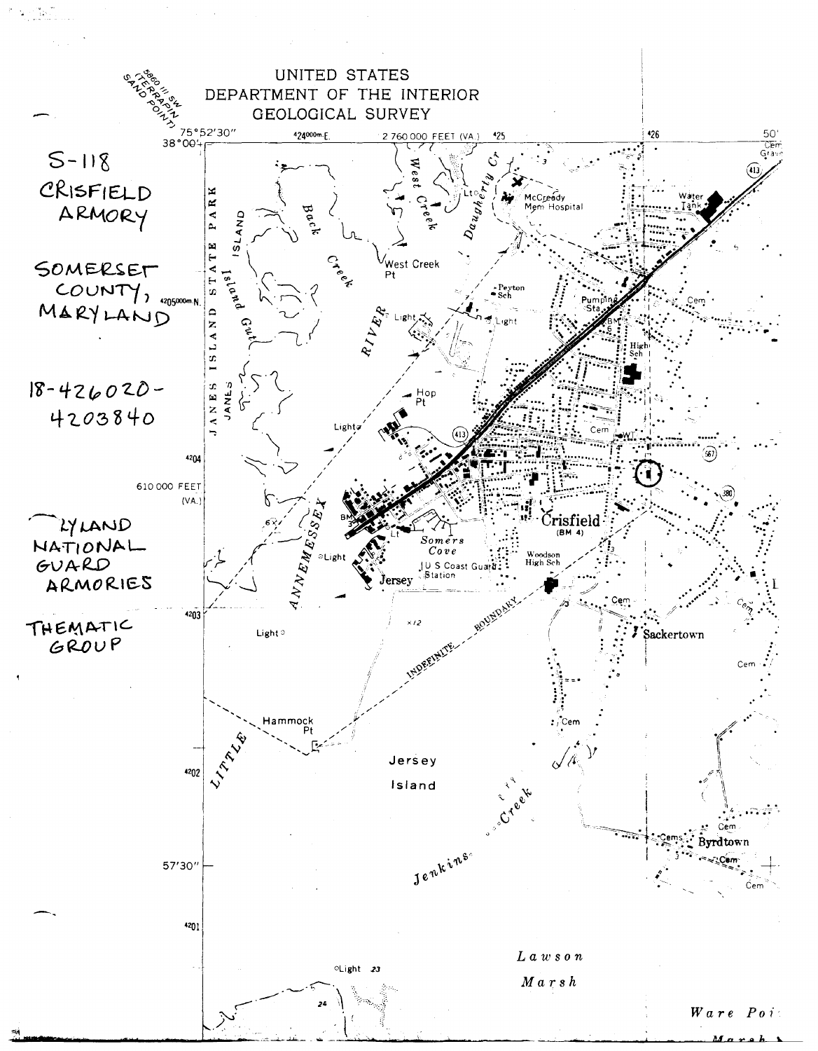UNITED STATES
DEPARTMENT OF THE INTERIOR
GEOLOGICAL SURVEY

5860 III SW
(TERRAPIN SAND POINT)

S-118
CRISFIELD
ARMORY

SOMERSET
COUNTY,
MARYLAND

18-426020-
4203840

~~LY~~LAND
NATIONAL
GUARD
ARMORIES

THEMATIC
GROUP

75°52'30" 38°00' 424000m.E. 2 760 000 FEET (VA.) 425 426 50'

4205000m.N. 4204 610 000 FEET (VA.) 4203 4202 57'30" 4201

JANES ISLAND STATE PARK
JANES ISLAND
Island Gut
Back Creek
West Creek
Daugherty Cr
West Creek Pt
McCready Mem Hospital
Water Tank
Peyton Sch
Pumping Sta
BM 6
High Sch
RIVER
Light
Hop Pt
Cem
WT
Crisfield (BM 4)
Somers Cove
U S Coast Guard Station
Woodson High Sch
Jersey
ANNEMESSEX
INDEFINITE BOUNDARY
Sackertown
Hammock Pt
LITTLE
Jersey Island
Jenkins Creek
Byrdtown
Lawson Marsh
Light 23
Ware Point Marsh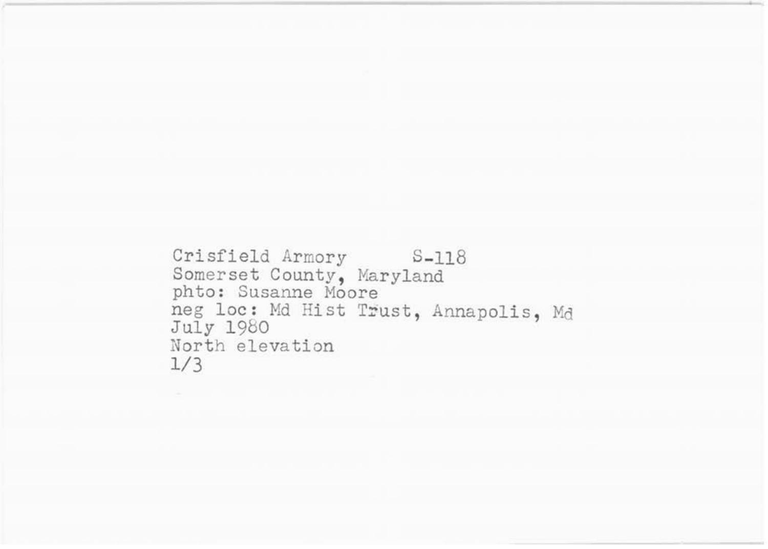Crisfield Armory S-118
Somerset County, Maryland
phto: Susanne Moore
neg loc: Md Hist Trust, Annapolis, Md
July 1980
North elevation
1/3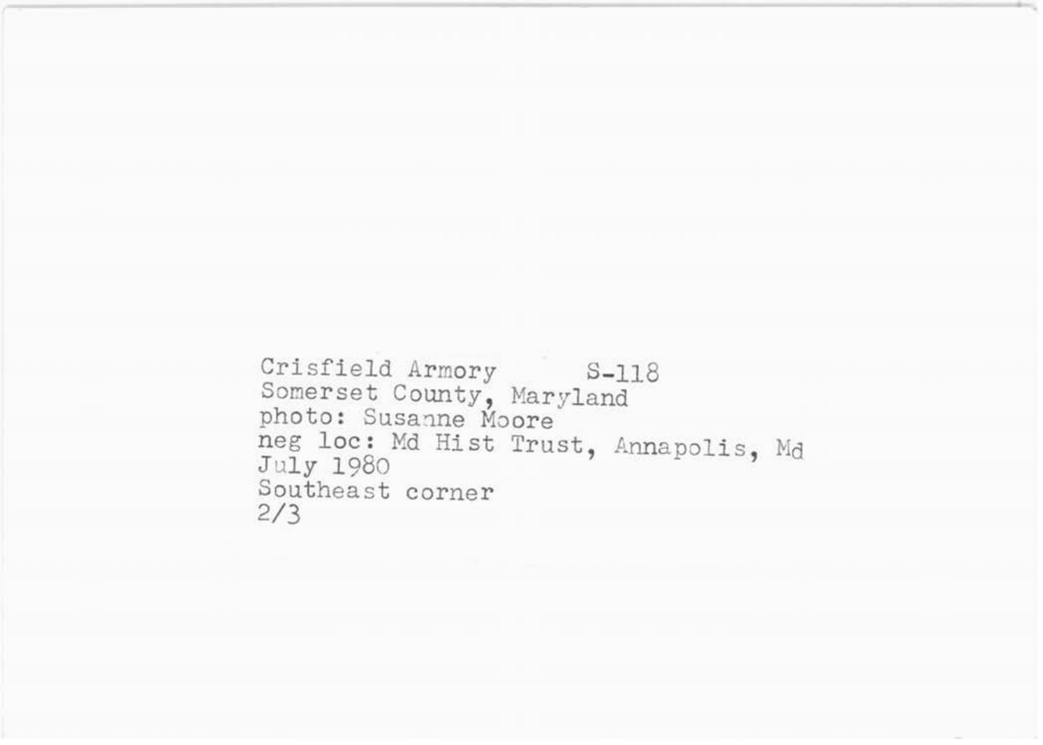Crisfield Armory S-118
Somerset County, Maryland
photo: Susanne Moore
neg loc: Md Hist Trust, Annapolis, Md
July 1980
Southeast corner
2/3